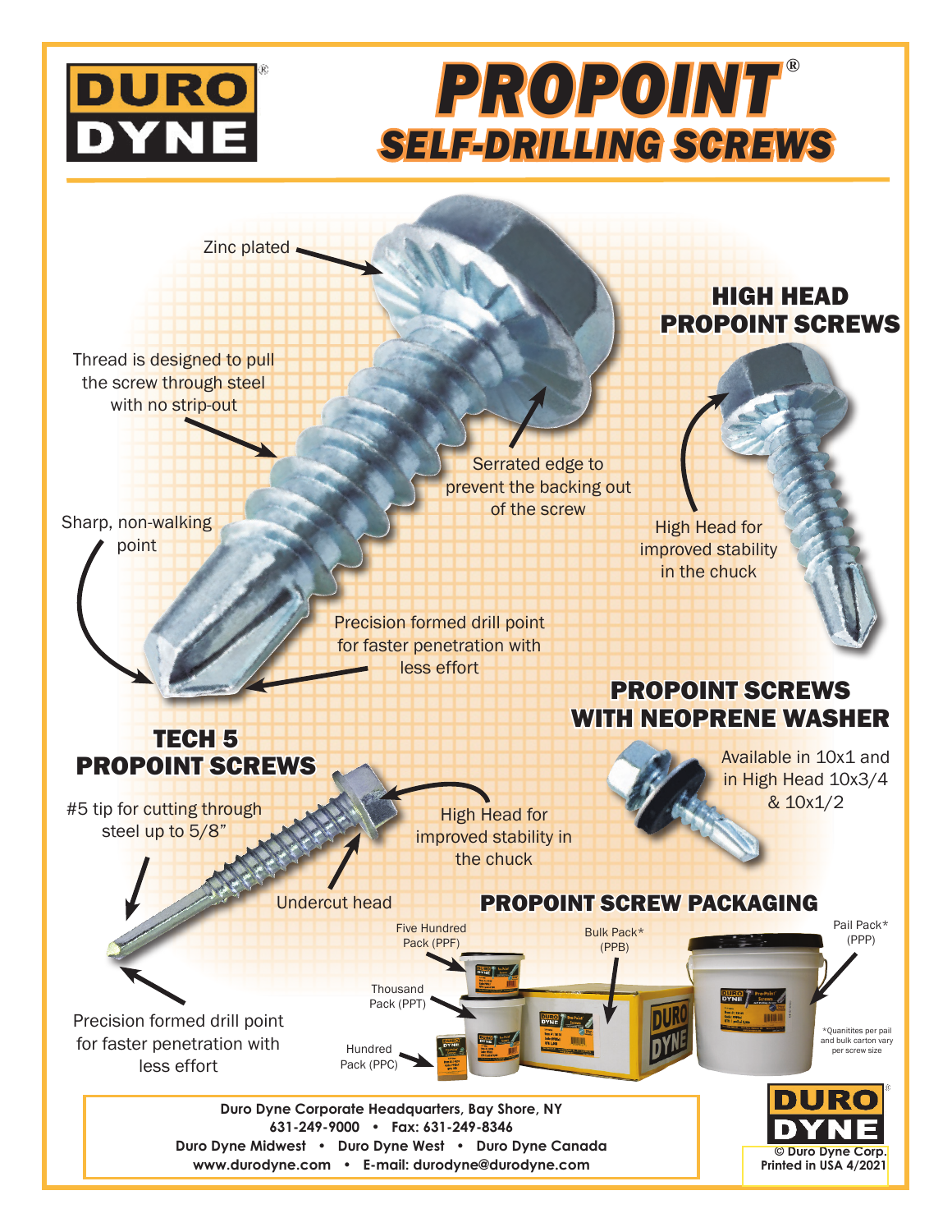# DURO DYNE®

# PROPOINT®
## SELF-DRILLING SCREWS

Zinc plated

Thread is designed to pull the screw through steel with no strip-out

Serrated edge to prevent the backing out of the screw

Sharp, non-walking point

Precision formed drill point for faster penetration with less effort

## HIGH HEAD PROPOINT SCREWS

High Head for improved stability in the chuck

## PROPOINT SCREWS WITH NEOPRENE WASHER

Available in 10x1 and in High Head 10x3/4 & 10x1/2

## TECH 5 PROPOINT SCREWS

#5 tip for cutting through steel up to 5/8"

High Head for improved stability in the chuck

Undercut head

Precision formed drill point for faster penetration with less effort

## PROPOINT SCREW PACKAGING

- Hundred Pack (PPC)
- Five Hundred Pack (PPF)
- Thousand Pack (PPT)
- Bulk Pack* (PPB)
- Pail Pack* (PPP)

*Quanitites per pail and bulk carton vary per screw size

**Duro Dyne Corporate Headquarters, Bay Shore, NY**
**631-249-9000 • Fax: 631-249-8346**
**Duro Dyne Midwest • Duro Dyne West • Duro Dyne Canada**
**www.durodyne.com • E-mail: durodyne@durodyne.com**

DURO DYNE®
**© Duro Dyne Corp.**
**Printed in USA 4/2021**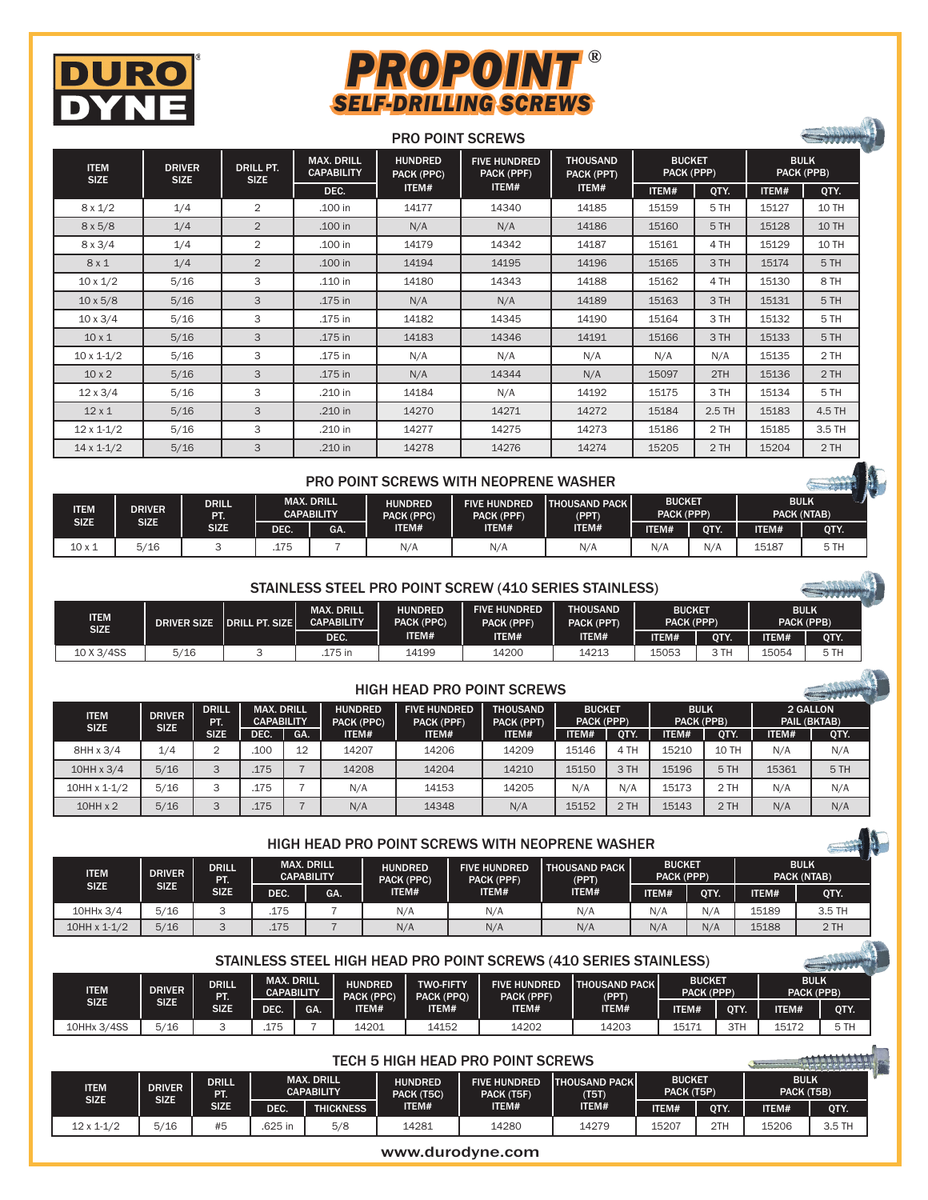# DURO DYNE®

# PROPOINT® SELF-DRILLING SCREWS

## PRO POINT SCREWS

| ITEM SIZE | DRIVER SIZE | DRILL PT. SIZE | MAX. DRILL CAPABILITY | HUNDRED PACK (PPC) | FIVE HUNDRED PACK (PPF) | THOUSAND PACK (PPT) | BUCKET PACK (PPP) | | BULK PACK (PPB) | |
|---|---|---|---|---|---|---|---|---|---|---|
| | | | DEC. | ITEM# | ITEM# | ITEM# | ITEM# | QTY. | ITEM# | QTY. |
| 8 x 1/2 | 1/4 | 2 | .100 in | 14177 | 14340 | 14185 | 15159 | 5 TH | 15127 | 10 TH |
| 8 x 5/8 | 1/4 | 2 | .100 in | N/A | N/A | 14186 | 15160 | 5 TH | 15128 | 10 TH |
| 8 x 3/4 | 1/4 | 2 | .100 in | 14179 | 14342 | 14187 | 15161 | 4 TH | 15129 | 10 TH |
| 8 x 1 | 1/4 | 2 | .100 in | 14194 | 14195 | 14196 | 15165 | 3 TH | 15174 | 5 TH |
| 10 x 1/2 | 5/16 | 3 | .110 in | 14180 | 14343 | 14188 | 15162 | 4 TH | 15130 | 8 TH |
| 10 x 5/8 | 5/16 | 3 | .175 in | N/A | N/A | 14189 | 15163 | 3 TH | 15131 | 5 TH |
| 10 x 3/4 | 5/16 | 3 | .175 in | 14182 | 14345 | 14190 | 15164 | 3 TH | 15132 | 5 TH |
| 10 x 1 | 5/16 | 3 | .175 in | 14183 | 14346 | 14191 | 15166 | 3 TH | 15133 | 5 TH |
| 10 x 1-1/2 | 5/16 | 3 | .175 in | N/A | N/A | N/A | N/A | N/A | 15135 | 2 TH |
| 10 x 2 | 5/16 | 3 | .175 in | N/A | 14344 | N/A | 15097 | 2TH | 15136 | 2 TH |
| 12 x 3/4 | 5/16 | 3 | .210 in | 14184 | N/A | 14192 | 15175 | 3 TH | 15134 | 5 TH |
| 12 x 1 | 5/16 | 3 | .210 in | 14270 | 14271 | 14272 | 15184 | 2.5 TH | 15183 | 4.5 TH |
| 12 x 1-1/2 | 5/16 | 3 | .210 in | 14277 | 14275 | 14273 | 15186 | 2 TH | 15185 | 3.5 TH |
| 14 x 1-1/2 | 5/16 | 3 | .210 in | 14278 | 14276 | 14274 | 15205 | 2 TH | 15204 | 2 TH |

## PRO POINT SCREWS WITH NEOPRENE WASHER

| ITEM SIZE | DRIVER SIZE | DRILL PT. SIZE | MAX. DRILL CAPABILITY | | HUNDRED PACK (PPC) | FIVE HUNDRED PACK (PPF) | THOUSAND PACK (PPT) | BUCKET PACK (PPP) | | BULK PACK (NTAB) | |
|---|---|---|---|---|---|---|---|---|---|---|---|
| | | | DEC. | GA. | ITEM# | ITEM# | ITEM# | ITEM# | QTY. | ITEM# | QTY. |
| 10 x 1 | 5/16 | 3 | .175 | 7 | N/A | N/A | N/A | N/A | N/A | 15187 | 5 TH |

## STAINLESS STEEL PRO POINT SCREW (410 SERIES STAINLESS)

| ITEM SIZE | DRIVER SIZE | DRILL PT. SIZE | MAX. DRILL CAPABILITY | HUNDRED PACK (PPC) | FIVE HUNDRED PACK (PPF) | THOUSAND PACK (PPT) | BUCKET PACK (PPP) | | BULK PACK (PPB) | |
|---|---|---|---|---|---|---|---|---|---|---|
| | | | DEC. | ITEM# | ITEM# | ITEM# | ITEM# | QTY. | ITEM# | QTY. |
| 10 X 3/4SS | 5/16 | 3 | .175 in | 14199 | 14200 | 14213 | 15053 | 3 TH | 15054 | 5 TH |

## HIGH HEAD PRO POINT SCREWS

| ITEM SIZE | DRIVER SIZE | DRILL PT. SIZE | MAX. DRILL CAPABILITY | | HUNDRED PACK (PPC) | FIVE HUNDRED PACK (PPF) | THOUSAND PACK (PPT) | BUCKET PACK (PPP) | | BULK PACK (PPB) | | 2 GALLON PAIL (BKTAB) | |
|---|---|---|---|---|---|---|---|---|---|---|---|---|---|
| | | | DEC. | GA. | ITEM# | ITEM# | ITEM# | ITEM# | QTY. | ITEM# | QTY. | ITEM# | QTY. |
| 8HH x 3/4 | 1/4 | 2 | .100 | 12 | 14207 | 14206 | 14209 | 15146 | 4 TH | 15210 | 10 TH | N/A | N/A |
| 10HH x 3/4 | 5/16 | 3 | .175 | 7 | 14208 | 14204 | 14210 | 15150 | 3 TH | 15196 | 5 TH | 15361 | 5 TH |
| 10HH x 1-1/2 | 5/16 | 3 | .175 | 7 | N/A | 14153 | 14205 | N/A | N/A | 15173 | 2 TH | N/A | N/A |
| 10HH x 2 | 5/16 | 3 | .175 | 7 | N/A | 14348 | N/A | 15152 | 2 TH | 15143 | 2 TH | N/A | N/A |

## HIGH HEAD PRO POINT SCREWS WITH NEOPRENE WASHER

| ITEM SIZE | DRIVER SIZE | DRILL PT. SIZE | MAX. DRILL CAPABILITY | | HUNDRED PACK (PPC) | FIVE HUNDRED PACK (PPF) | THOUSAND PACK (PPT) | BUCKET PACK (PPP) | | BULK PACK (NTAB) | |
|---|---|---|---|---|---|---|---|---|---|---|---|
| | | | DEC. | GA. | ITEM# | ITEM# | ITEM# | ITEM# | QTY. | ITEM# | QTY. |
| 10HHx 3/4 | 5/16 | 3 | .175 | 7 | N/A | N/A | N/A | N/A | N/A | 15189 | 3.5 TH |
| 10HH x 1-1/2 | 5/16 | 3 | .175 | 7 | N/A | N/A | N/A | N/A | N/A | 15188 | 2 TH |

## STAINLESS STEEL HIGH HEAD PRO POINT SCREWS (410 SERIES STAINLESS)

| ITEM SIZE | DRIVER SIZE | DRILL PT. SIZE | MAX. DRILL CAPABILITY | | HUNDRED PACK (PPC) | TWO-FIFTY PACK (PPQ) | FIVE HUNDRED PACK (PPF) | THOUSAND PACK (PPT) | BUCKET PACK (PPP) | | BULK PACK (PPB) | |
|---|---|---|---|---|---|---|---|---|---|---|---|---|
| | | | DEC. | GA. | ITEM# | ITEM# | ITEM# | ITEM# | ITEM# | QTY. | ITEM# | QTY. |
| 10HHx 3/4SS | 5/16 | 3 | .175 | 7 | 14201 | 14152 | 14202 | 14203 | 15171 | 3TH | 15172 | 5 TH |

## TECH 5 HIGH HEAD PRO POINT SCREWS

| ITEM SIZE | DRIVER SIZE | DRILL PT. SIZE | MAX. DRILL CAPABILITY | | HUNDRED PACK (T5C) | FIVE HUNDRED PACK (T5F) | THOUSAND PACK (T5T) | BUCKET PACK (T5P) | | BULK PACK (T5B) | |
|---|---|---|---|---|---|---|---|---|---|---|---|
| | | | DEC. | THICKNESS | ITEM# | ITEM# | ITEM# | ITEM# | QTY. | ITEM# | QTY. |
| 12 x 1-1/2 | 5/16 | #5 | .625 in | 5/8 | 14281 | 14280 | 14279 | 15207 | 2TH | 15206 | 3.5 TH |

www.durodyne.com